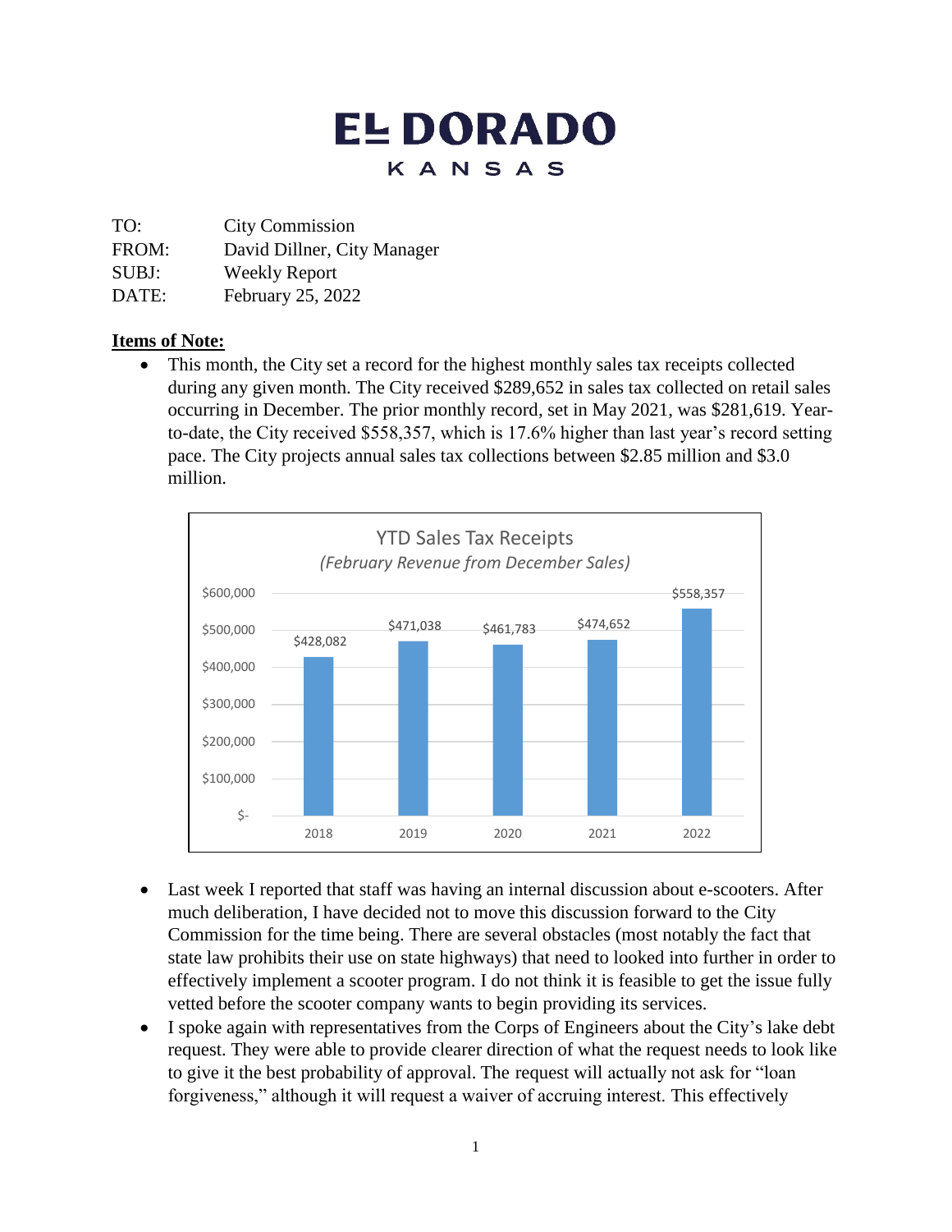# EL DORADO

## KANSAS

TO: City Commission
FROM: David Dillner, City Manager
SUBJ: Weekly Report
DATE: February 25, 2022

**Items of Note:**

- This month, the City set a record for the highest monthly sales tax receipts collected during any given month. The City received $289,652 in sales tax collected on retail sales occurring in December. The prior monthly record, set in May 2021, was $281,619. Year-to-date, the City received $558,357, which is 17.6% higher than last year's record setting pace. The City projects annual sales tax collections between $2.85 million and $3.0 million.

YTD Sales Tax Receipts
*(February Revenue from December Sales)*

| Year | YTD Sales Tax Receipts |
|---|---|
| 2018 | $428,082 |
| 2019 | $471,038 |
| 2020 | $461,783 |
| 2021 | $474,652 |
| 2022 | $558,357 |

- Last week I reported that staff was having an internal discussion about e-scooters. After much deliberation, I have decided not to move this discussion forward to the City Commission for the time being. There are several obstacles (most notably the fact that state law prohibits their use on state highways) that need to looked into further in order to effectively implement a scooter program. I do not think it is feasible to get the issue fully vetted before the scooter company wants to begin providing its services.
- I spoke again with representatives from the Corps of Engineers about the City's lake debt request. They were able to provide clearer direction of what the request needs to look like to give it the best probability of approval. The request will actually not ask for "loan forgiveness," although it will request a waiver of accruing interest. This effectively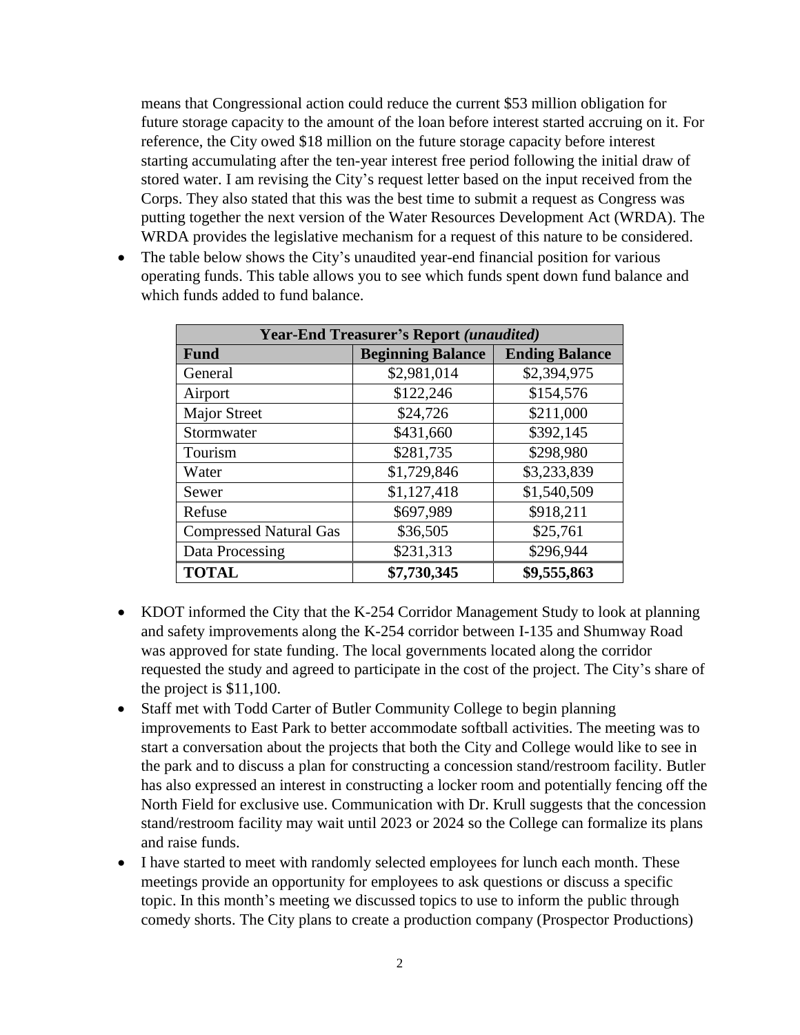means that Congressional action could reduce the current $53 million obligation for future storage capacity to the amount of the loan before interest started accruing on it. For reference, the City owed $18 million on the future storage capacity before interest starting accumulating after the ten-year interest free period following the initial draw of stored water. I am revising the City's request letter based on the input received from the Corps. They also stated that this was the best time to submit a request as Congress was putting together the next version of the Water Resources Development Act (WRDA). The WRDA provides the legislative mechanism for a request of this nature to be considered.

- The table below shows the City's unaudited year-end financial position for various operating funds. This table allows you to see which funds spent down fund balance and which funds added to fund balance.

| **Year-End Treasurer's Report *(unaudited)*** | | |
|---|---|---|
| **Fund** | **Beginning Balance** | **Ending Balance** |
| General | $2,981,014 | $2,394,975 |
| Airport | $122,246 | $154,576 |
| Major Street | $24,726 | $211,000 |
| Stormwater | $431,660 | $392,145 |
| Tourism | $281,735 | $298,980 |
| Water | $1,729,846 | $3,233,839 |
| Sewer | $1,127,418 | $1,540,509 |
| Refuse | $697,989 | $918,211 |
| Compressed Natural Gas | $36,505 | $25,761 |
| Data Processing | $231,313 | $296,944 |
| **TOTAL** | **$7,730,345** | **$9,555,863** |

- KDOT informed the City that the K-254 Corridor Management Study to look at planning and safety improvements along the K-254 corridor between I-135 and Shumway Road was approved for state funding. The local governments located along the corridor requested the study and agreed to participate in the cost of the project. The City's share of the project is $11,100.
- Staff met with Todd Carter of Butler Community College to begin planning improvements to East Park to better accommodate softball activities. The meeting was to start a conversation about the projects that both the City and College would like to see in the park and to discuss a plan for constructing a concession stand/restroom facility. Butler has also expressed an interest in constructing a locker room and potentially fencing off the North Field for exclusive use. Communication with Dr. Krull suggests that the concession stand/restroom facility may wait until 2023 or 2024 so the College can formalize its plans and raise funds.
- I have started to meet with randomly selected employees for lunch each month. These meetings provide an opportunity for employees to ask questions or discuss a specific topic. In this month's meeting we discussed topics to use to inform the public through comedy shorts. The City plans to create a production company (Prospector Productions)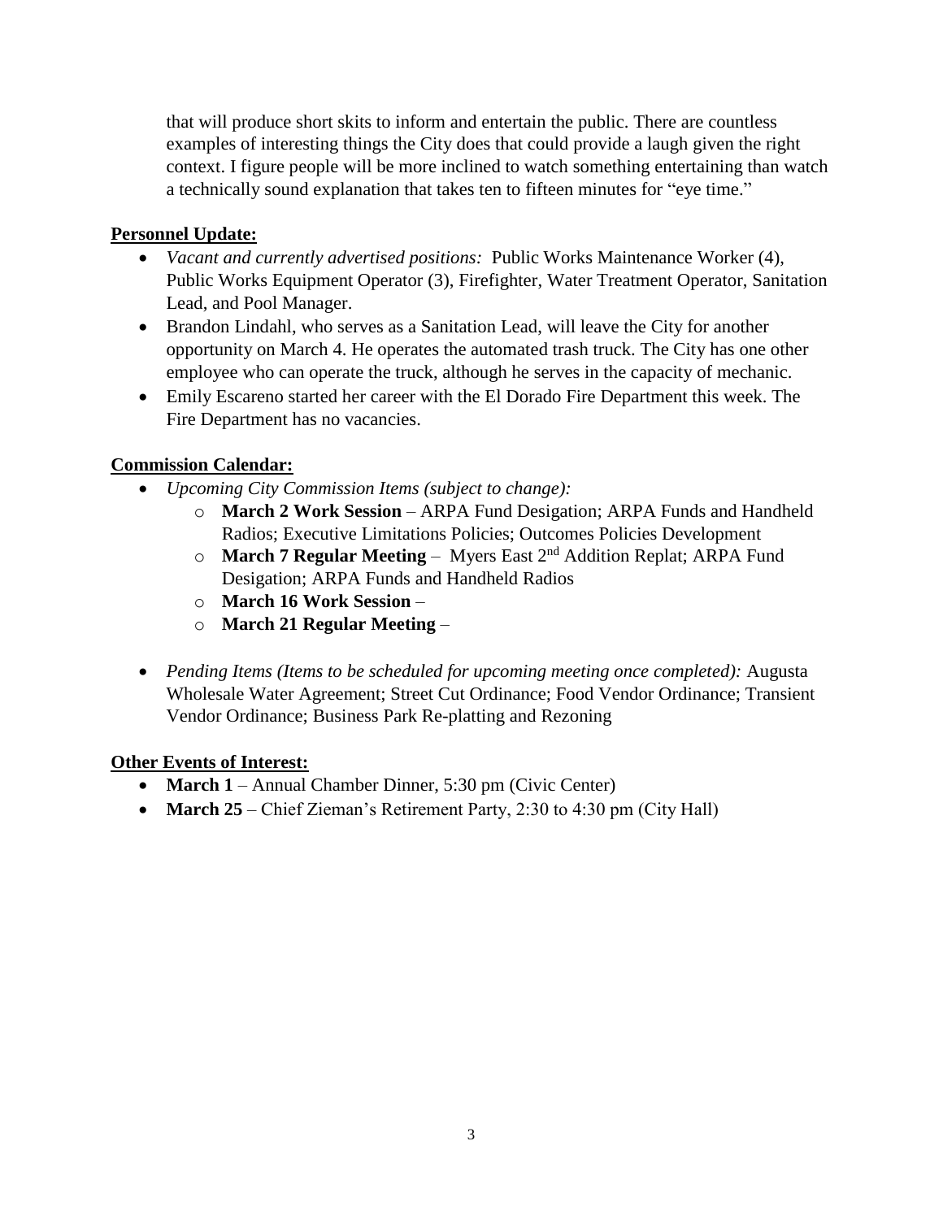that will produce short skits to inform and entertain the public. There are countless examples of interesting things the City does that could provide a laugh given the right context. I figure people will be more inclined to watch something entertaining than watch a technically sound explanation that takes ten to fifteen minutes for "eye time."

**Personnel Update:**

- *Vacant and currently advertised positions:* Public Works Maintenance Worker (4), Public Works Equipment Operator (3), Firefighter, Water Treatment Operator, Sanitation Lead, and Pool Manager.
- Brandon Lindahl, who serves as a Sanitation Lead, will leave the City for another opportunity on March 4. He operates the automated trash truck. The City has one other employee who can operate the truck, although he serves in the capacity of mechanic.
- Emily Escareno started her career with the El Dorado Fire Department this week. The Fire Department has no vacancies.

**Commission Calendar:**

- *Upcoming City Commission Items (subject to change):*
  - **March 2 Work Session** – ARPA Fund Desigation; ARPA Funds and Handheld Radios; Executive Limitations Policies; Outcomes Policies Development
  - **March 7 Regular Meeting** – Myers East 2nd Addition Replat; ARPA Fund Desigation; ARPA Funds and Handheld Radios
  - **March 16 Work Session** –
  - **March 21 Regular Meeting** –
- *Pending Items (Items to be scheduled for upcoming meeting once completed):* Augusta Wholesale Water Agreement; Street Cut Ordinance; Food Vendor Ordinance; Transient Vendor Ordinance; Business Park Re-platting and Rezoning

**Other Events of Interest:**

- **March 1** – Annual Chamber Dinner, 5:30 pm (Civic Center)
- **March 25** – Chief Zieman's Retirement Party, 2:30 to 4:30 pm (City Hall)